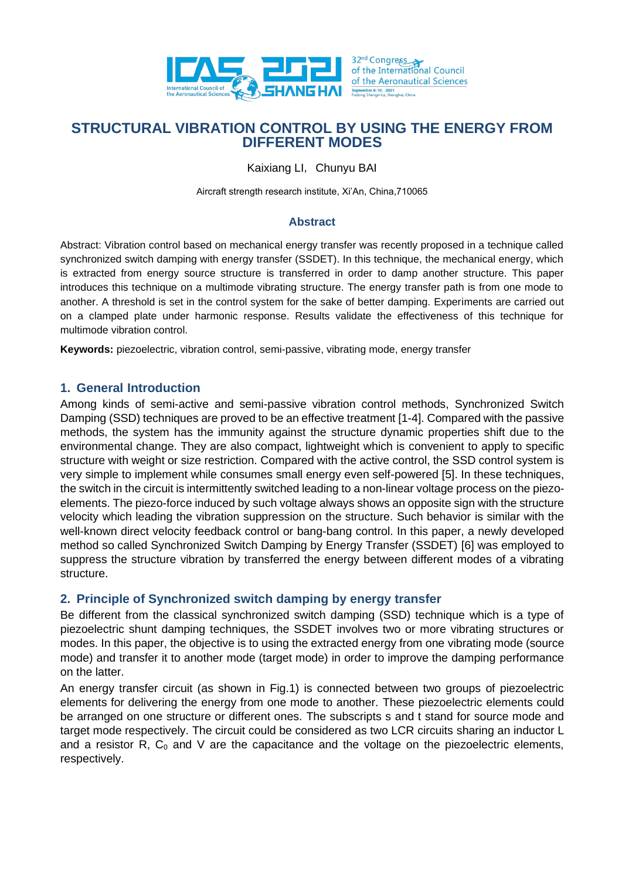# STRUCTURAL VIBRATION CONTROL BY USING THE ENERGY FROM DIFFERENT MODES

Kaixiang LI, Chunyu BAI

Aircraft strength research institute, Xi'An, China,710065

## Abstract

Abstract: Vibration control based on mechanical energy transfer was recently proposed in a technique called synchronized switch damping with energy transfer (SSDET). In this technique, the mechanical energy, which is extracted from energy source structure is transferred in order to damp another structure. This paper introduces this technique on a multimode vibrating structure. The energy transfer path is from one mode to another. A threshold is set in the control system for the sake of better damping. Experiments are carried out on a clamped plate under harmonic response. Results validate the effectiveness of this technique for multimode vibration control.

**Keywords:** piezoelectric, vibration control, semi-passive, vibrating mode, energy transfer

## 1. General Introduction

Among kinds of semi-active and semi-passive vibration control methods, Synchronized Switch Damping (SSD) techniques are proved to be an effective treatment [1-4]. Compared with the passive methods, the system has the immunity against the structure dynamic properties shift due to the environmental change. They are also compact, lightweight which is convenient to apply to specific structure with weight or size restriction. Compared with the active control, the SSD control system is very simple to implement while consumes small energy even self-powered [5]. In these techniques, the switch in the circuit is intermittently switched leading to a non-linear voltage process on the piezo-elements. The piezo-force induced by such voltage always shows an opposite sign with the structure velocity which leading the vibration suppression on the structure. Such behavior is similar with the well-known direct velocity feedback control or bang-bang control. In this paper, a newly developed method so called Synchronized Switch Damping by Energy Transfer (SSDET) [6] was employed to suppress the structure vibration by transferred the energy between different modes of a vibrating structure.

## 2. Principle of Synchronized switch damping by energy transfer

Be different from the classical synchronized switch damping (SSD) technique which is a type of piezoelectric shunt damping techniques, the SSDET involves two or more vibrating structures or modes. In this paper, the objective is to using the extracted energy from one vibrating mode (source mode) and transfer it to another mode (target mode) in order to improve the damping performance on the latter.

An energy transfer circuit (as shown in Fig.1) is connected between two groups of piezoelectric elements for delivering the energy from one mode to another. These piezoelectric elements could be arranged on one structure or different ones. The subscripts s and t stand for source mode and target mode respectively. The circuit could be considered as two LCR circuits sharing an inductor L and a resistor R, $C_0$ and V are the capacitance and the voltage on the piezoelectric elements, respectively.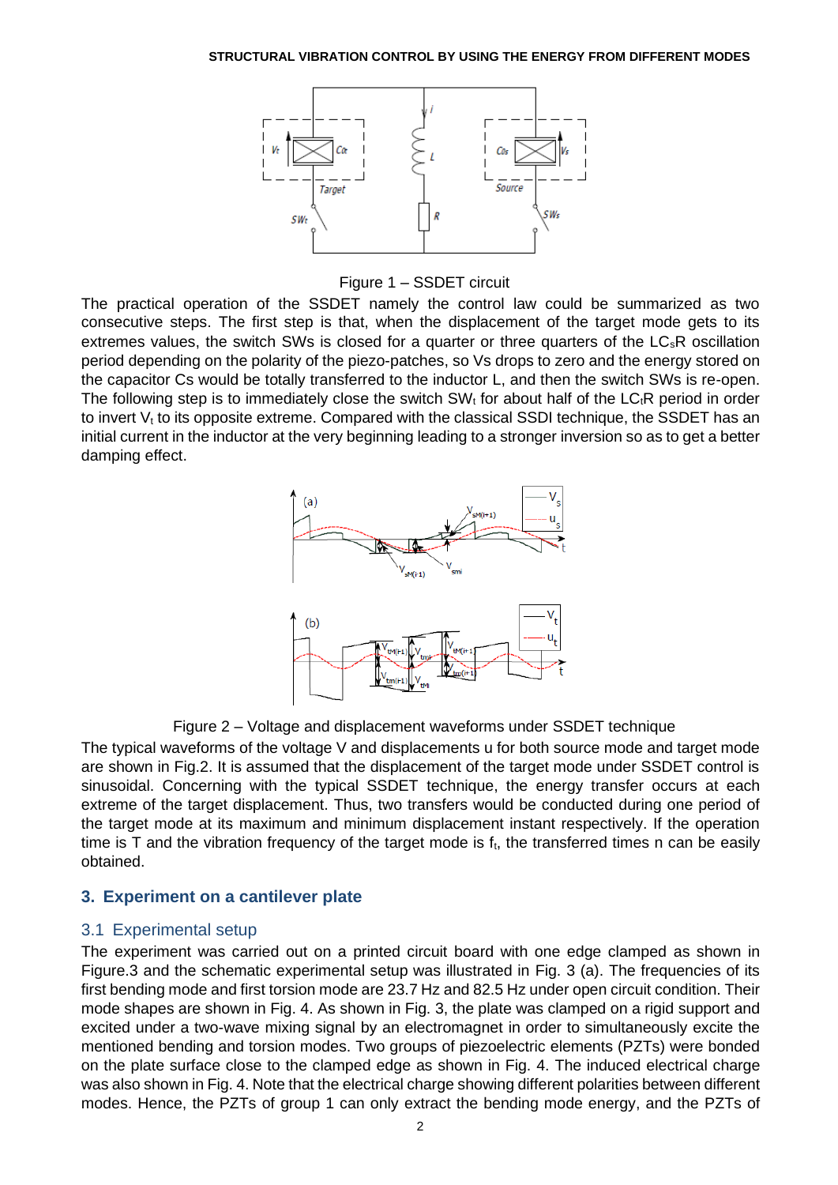Figure 1 – SSDET circuit

The practical operation of the SSDET namely the control law could be summarized as two consecutive steps. The first step is that, when the displacement of the target mode gets to its extremes values, the switch SWs is closed for a quarter or three quarters of the $LC_sR$ oscillation period depending on the polarity of the piezo-patches, so Vs drops to zero and the energy stored on the capacitor Cs would be totally transferred to the inductor L, and then the switch SWs is re-open. The following step is to immediately close the switch $SW_t$ for about half of the $LC_tR$ period in order to invert $V_t$ to its opposite extreme. Compared with the classical SSDI technique, the SSDET has an initial current in the inductor at the very beginning leading to a stronger inversion so as to get a better damping effect.

Figure 2 – Voltage and displacement waveforms under SSDET technique

The typical waveforms of the voltage V and displacements u for both source mode and target mode are shown in Fig.2. It is assumed that the displacement of the target mode under SSDET control is sinusoidal. Concerning with the typical SSDET technique, the energy transfer occurs at each extreme of the target displacement. Thus, two transfers would be conducted during one period of the target mode at its maximum and minimum displacement instant respectively. If the operation time is T and the vibration frequency of the target mode is $f_t$, the transferred times n can be easily obtained.

## 3. Experiment on a cantilever plate

### 3.1 Experimental setup

The experiment was carried out on a printed circuit board with one edge clamped as shown in Figure.3 and the schematic experimental setup was illustrated in Fig. 3 (a). The frequencies of its first bending mode and first torsion mode are 23.7 Hz and 82.5 Hz under open circuit condition. Their mode shapes are shown in Fig. 4. As shown in Fig. 3, the plate was clamped on a rigid support and excited under a two-wave mixing signal by an electromagnet in order to simultaneously excite the mentioned bending and torsion modes. Two groups of piezoelectric elements (PZTs) were bonded on the plate surface close to the clamped edge as shown in Fig. 4. The induced electrical charge was also shown in Fig. 4. Note that the electrical charge showing different polarities between different modes. Hence, the PZTs of group 1 can only extract the bending mode energy, and the PZTs of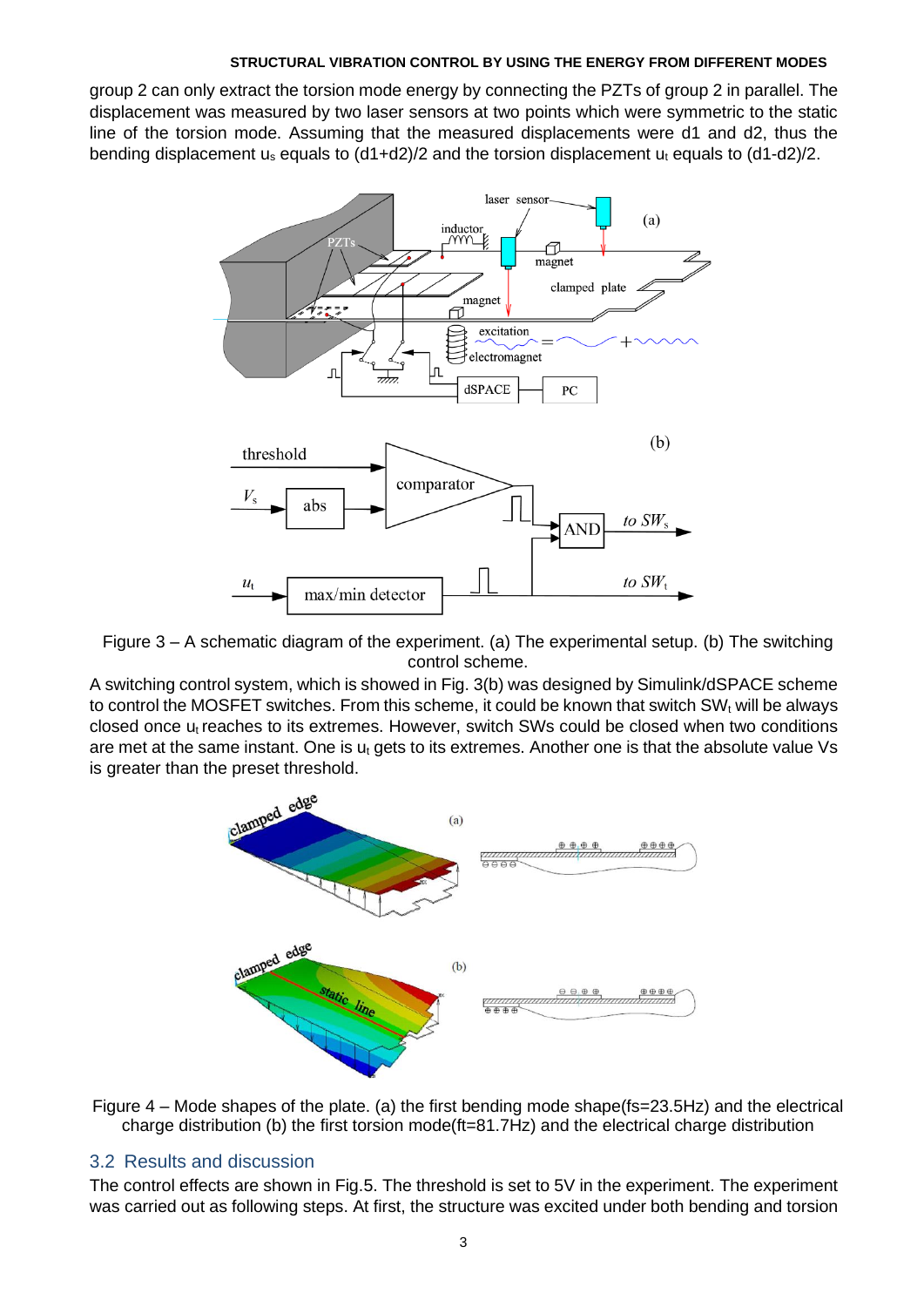group 2 can only extract the torsion mode energy by connecting the PZTs of group 2 in parallel. The displacement was measured by two laser sensors at two points which were symmetric to the static line of the torsion mode. Assuming that the measured displacements were d1 and d2, thus the bending displacement $u_s$ equals to (d1+d2)/2 and the torsion displacement $u_t$ equals to (d1-d2)/2.

laser sensor
(a)
inductor
PZTs
magnet
clamped plate
magnet
excitation
electromagnet
dSPACE
PC

(b)
threshold
comparator
$V_s$
abs
AND
to $SW_s$
$u_t$
max/min detector
to $SW_t$

Figure 3 – A schematic diagram of the experiment. (a) The experimental setup. (b) The switching control scheme.

A switching control system, which is showed in Fig. 3(b) was designed by Simulink/dSPACE scheme to control the MOSFET switches. From this scheme, it could be known that switch $SW_t$ will be always closed once $u_t$ reaches to its extremes. However, switch SWs could be closed when two conditions are met at the same instant. One is $u_t$ gets to its extremes. Another one is that the absolute value Vs is greater than the preset threshold.

clamped edge
(a)
clamped edge
static line
(b)

Figure 4 – Mode shapes of the plate. (a) the first bending mode shape(fs=23.5Hz) and the electrical charge distribution (b) the first torsion mode(ft=81.7Hz) and the electrical charge distribution

## 3.2 Results and discussion

The control effects are shown in Fig.5. The threshold is set to 5V in the experiment. The experiment was carried out as following steps. At first, the structure was excited under both bending and torsion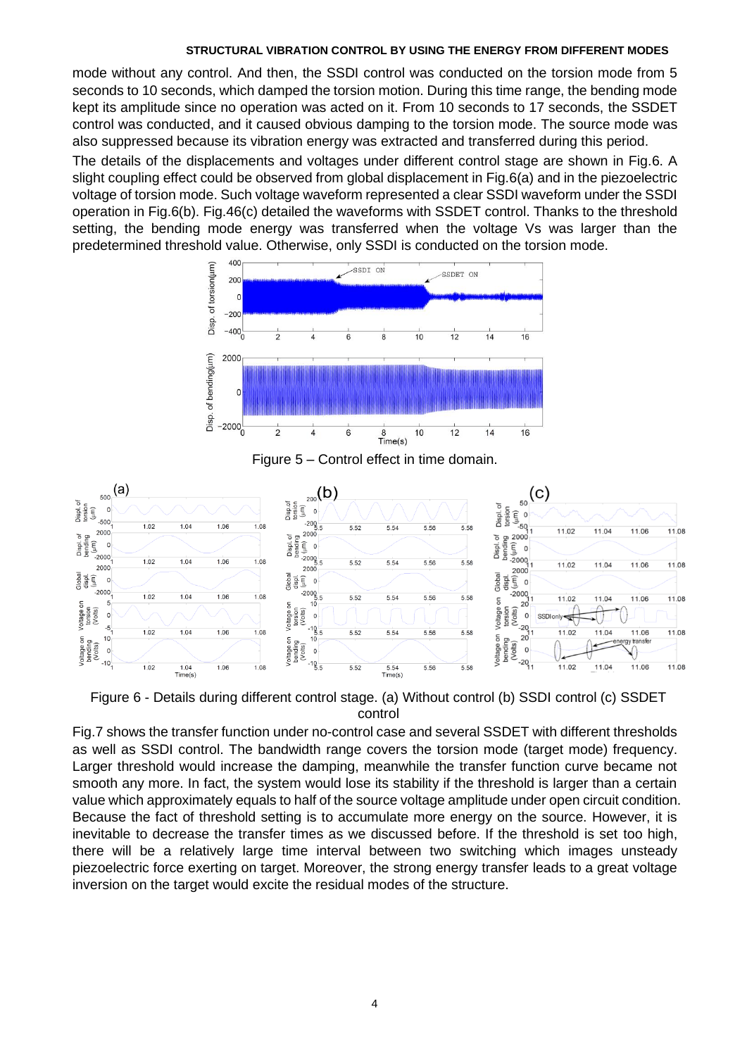mode without any control. And then, the SSDI control was conducted on the torsion mode from 5 seconds to 10 seconds, which damped the torsion motion. During this time range, the bending mode kept its amplitude since no operation was acted on it. From 10 seconds to 17 seconds, the SSDET control was conducted, and it caused obvious damping to the torsion mode. The source mode was also suppressed because its vibration energy was extracted and transferred during this period.

The details of the displacements and voltages under different control stage are shown in Fig.6. A slight coupling effect could be observed from global displacement in Fig.6(a) and in the piezoelectric voltage of torsion mode. Such voltage waveform represented a clear SSDI waveform under the SSDI operation in Fig.6(b). Fig.46(c) detailed the waveforms with SSDET control. Thanks to the threshold setting, the bending mode energy was transferred when the voltage Vs was larger than the predetermined threshold value. Otherwise, only SSDI is conducted on the torsion mode.

SSDI ON
SSDET ON
Disp. of torsion(μm)
Disp. of bending(μm)
Time(s)

Figure 5 – Control effect in time domain.

(a)
(b)
(c)
Disp. of torsion (μm)
Disp. of bending (μm)
Global displ. (μm)
Voltage on torsion (Volts)
Voltage on bending (Volts)
Time(s)
SSDI only
energy transfer

Figure 6 - Details during different control stage. (a) Without control (b) SSDI control (c) SSDET control

Fig.7 shows the transfer function under no-control case and several SSDET with different thresholds as well as SSDI control. The bandwidth range covers the torsion mode (target mode) frequency. Larger threshold would increase the damping, meanwhile the transfer function curve became not smooth any more. In fact, the system would lose its stability if the threshold is larger than a certain value which approximately equals to half of the source voltage amplitude under open circuit condition. Because the fact of threshold setting is to accumulate more energy on the source. However, it is inevitable to decrease the transfer times as we discussed before. If the threshold is set too high, there will be a relatively large time interval between two switching which images unsteady piezoelectric force exerting on target. Moreover, the strong energy transfer leads to a great voltage inversion on the target would excite the residual modes of the structure.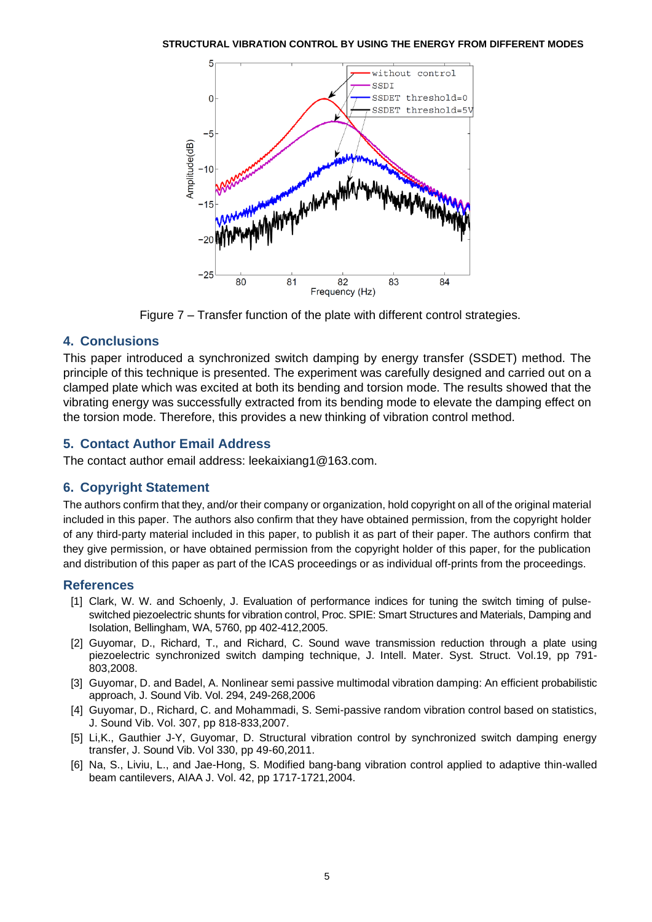without control
SSDI
SSDET threshold=0
SSDET threshold=5V

Amplitude(dB)

5
0
−5
−10
−15
−20
−25

80
81
82
83
84

Frequency (Hz)

Figure 7 – Transfer function of the plate with different control strategies.

## 4. Conclusions

This paper introduced a synchronized switch damping by energy transfer (SSDET) method. The principle of this technique is presented. The experiment was carefully designed and carried out on a clamped plate which was excited at both its bending and torsion mode. The results showed that the vibrating energy was successfully extracted from its bending mode to elevate the damping effect on the torsion mode. Therefore, this provides a new thinking of vibration control method.

## 5. Contact Author Email Address

The contact author email address: leekaixiang1@163.com.

## 6. Copyright Statement

The authors confirm that they, and/or their company or organization, hold copyright on all of the original material included in this paper. The authors also confirm that they have obtained permission, from the copyright holder of any third-party material included in this paper, to publish it as part of their paper. The authors confirm that they give permission, or have obtained permission from the copyright holder of this paper, for the publication and distribution of this paper as part of the ICAS proceedings or as individual off-prints from the proceedings.

## References

[1] Clark, W. W. and Schoenly, J. Evaluation of performance indices for tuning the switch timing of pulse-switched piezoelectric shunts for vibration control, Proc. SPIE: Smart Structures and Materials, Damping and Isolation, Bellingham, WA, 5760, pp 402-412,2005.

[2] Guyomar, D., Richard, T., and Richard, C. Sound wave transmission reduction through a plate using piezoelectric synchronized switch damping technique, J. Intell. Mater. Syst. Struct. Vol.19, pp 791-803,2008.

[3] Guyomar, D. and Badel, A. Nonlinear semi passive multimodal vibration damping: An efficient probabilistic approach, J. Sound Vib. Vol. 294, 249-268,2006

[4] Guyomar, D., Richard, C. and Mohammadi, S. Semi-passive random vibration control based on statistics, J. Sound Vib. Vol. 307, pp 818-833,2007.

[5] Li,K., Gauthier J-Y, Guyomar, D. Structural vibration control by synchronized switch damping energy transfer, J. Sound Vib. Vol 330, pp 49-60,2011.

[6] Na, S., Liviu, L., and Jae-Hong, S. Modified bang-bang vibration control applied to adaptive thin-walled beam cantilevers, AIAA J. Vol. 42, pp 1717-1721,2004.